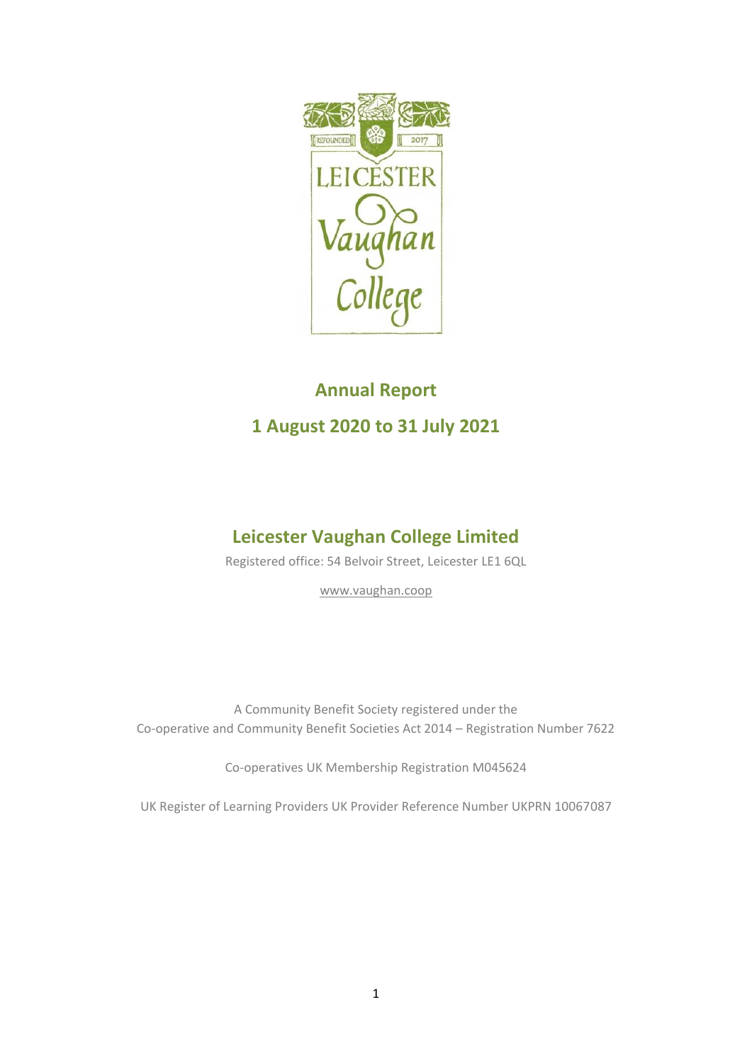# Annual Report

## 1 August 2020 to 31 July 2021

## Leicester Vaughan College Limited

Registered office: 54 Belvoir Street, Leicester LE1 6QL

www.vaughan.coop

A Community Benefit Society registered under the Co-operative and Community Benefit Societies Act 2014 – Registration Number 7622

Co-operatives UK Membership Registration M045624

UK Register of Learning Providers UK Provider Reference Number UKPRN 10067087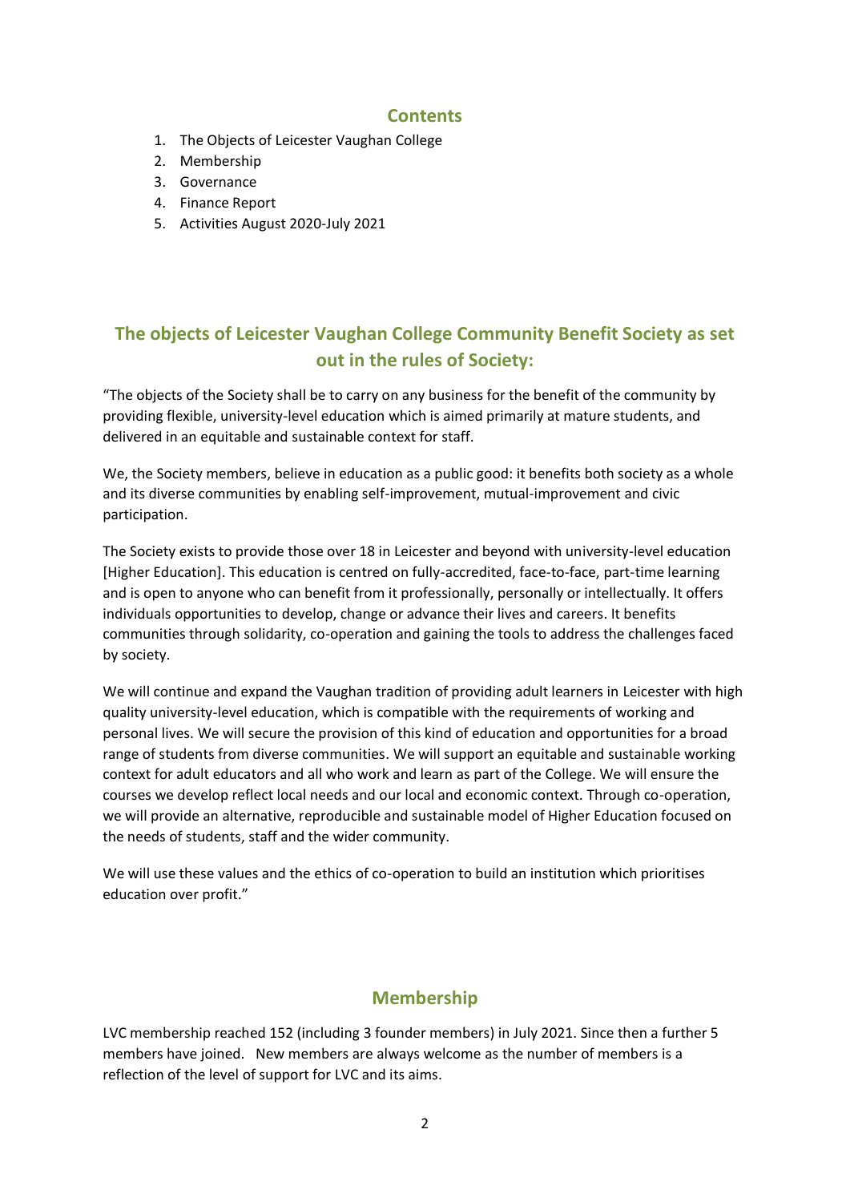## Contents

1. The Objects of Leicester Vaughan College
2. Membership
3. Governance
4. Finance Report
5. Activities August 2020-July 2021

## The objects of Leicester Vaughan College Community Benefit Society as set out in the rules of Society:

"The objects of the Society shall be to carry on any business for the benefit of the community by providing flexible, university-level education which is aimed primarily at mature students, and delivered in an equitable and sustainable context for staff.

We, the Society members, believe in education as a public good: it benefits both society as a whole and its diverse communities by enabling self-improvement, mutual-improvement and civic participation.

The Society exists to provide those over 18 in Leicester and beyond with university-level education [Higher Education]. This education is centred on fully-accredited, face-to-face, part-time learning and is open to anyone who can benefit from it professionally, personally or intellectually. It offers individuals opportunities to develop, change or advance their lives and careers. It benefits communities through solidarity, co-operation and gaining the tools to address the challenges faced by society.

We will continue and expand the Vaughan tradition of providing adult learners in Leicester with high quality university-level education, which is compatible with the requirements of working and personal lives. We will secure the provision of this kind of education and opportunities for a broad range of students from diverse communities. We will support an equitable and sustainable working context for adult educators and all who work and learn as part of the College. We will ensure the courses we develop reflect local needs and our local and economic context. Through co-operation, we will provide an alternative, reproducible and sustainable model of Higher Education focused on the needs of students, staff and the wider community.

We will use these values and the ethics of co-operation to build an institution which prioritises education over profit."

## Membership

LVC membership reached 152 (including 3 founder members) in July 2021. Since then a further 5 members have joined. New members are always welcome as the number of members is a reflection of the level of support for LVC and its aims.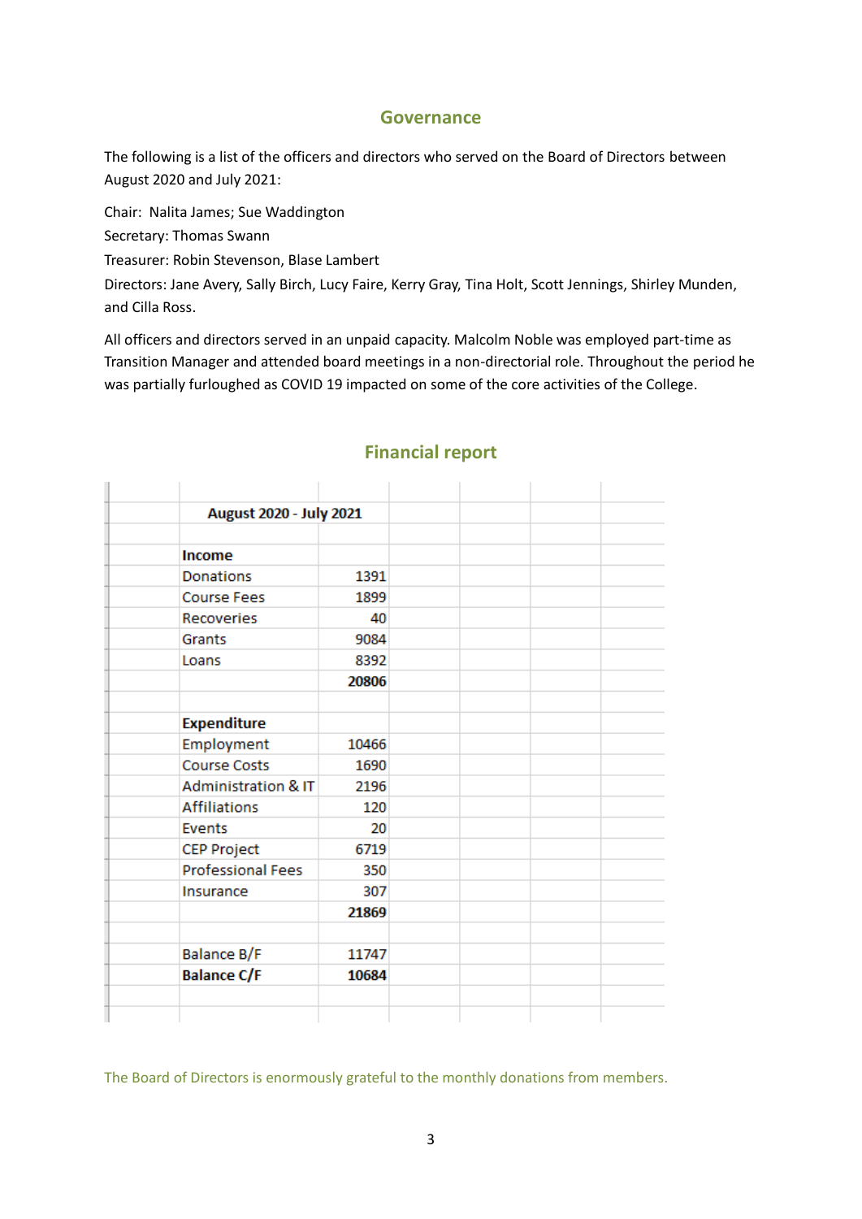## Governance

The following is a list of the officers and directors who served on the Board of Directors between August 2020 and July 2021:

Chair: Nalita James; Sue Waddington

Secretary: Thomas Swann

Treasurer: Robin Stevenson, Blase Lambert

Directors: Jane Avery, Sally Birch, Lucy Faire, Kerry Gray, Tina Holt, Scott Jennings, Shirley Munden, and Cilla Ross.

All officers and directors served in an unpaid capacity. Malcolm Noble was employed part-time as Transition Manager and attended board meetings in a non-directorial role. Throughout the period he was partially furloughed as COVID 19 impacted on some of the core activities of the College.

## Financial report

| **August 2020 - July 2021** | |
|---|---|
| **Income** | |
| Donations | 1391 |
| Course Fees | 1899 |
| Recoveries | 40 |
| Grants | 9084 |
| Loans | 8392 |
| | **20806** |
| **Expenditure** | |
| Employment | 10466 |
| Course Costs | 1690 |
| Administration & IT | 2196 |
| Affiliations | 120 |
| Events | 20 |
| CEP Project | 6719 |
| Professional Fees | 350 |
| Insurance | 307 |
| | **21869** |
| Balance B/F | 11747 |
| **Balance C/F** | **10684** |

The Board of Directors is enormously grateful to the monthly donations from members.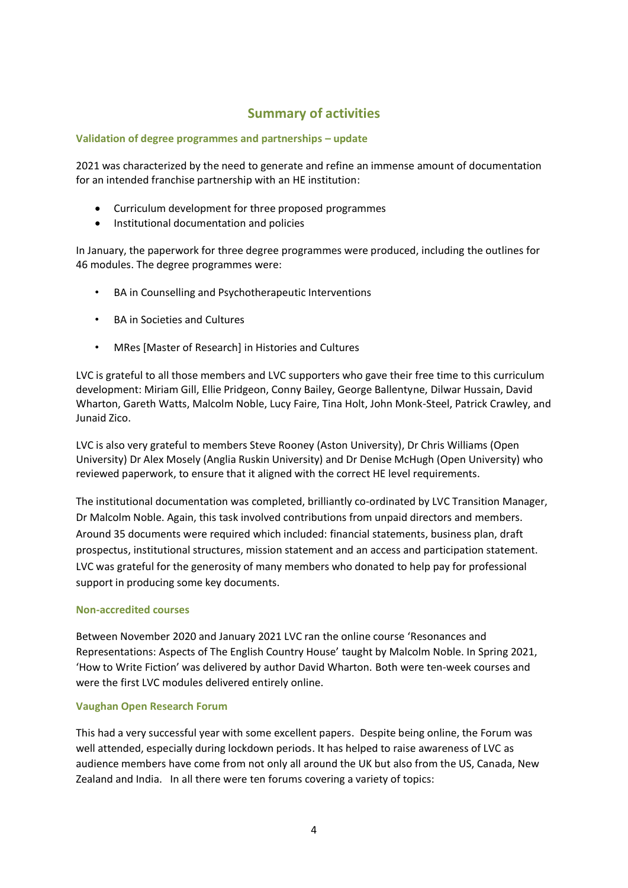## Summary of activities

### Validation of degree programmes and partnerships – update

2021 was characterized by the need to generate and refine an immense amount of documentation for an intended franchise partnership with an HE institution:

- Curriculum development for three proposed programmes
- Institutional documentation and policies

In January, the paperwork for three degree programmes were produced, including the outlines for 46 modules. The degree programmes were:

- BA in Counselling and Psychotherapeutic Interventions
- BA in Societies and Cultures
- MRes [Master of Research] in Histories and Cultures

LVC is grateful to all those members and LVC supporters who gave their free time to this curriculum development: Miriam Gill, Ellie Pridgeon, Conny Bailey, George Ballentyne, Dilwar Hussain, David Wharton, Gareth Watts, Malcolm Noble, Lucy Faire, Tina Holt, John Monk-Steel, Patrick Crawley, and Junaid Zico.

LVC is also very grateful to members Steve Rooney (Aston University), Dr Chris Williams (Open University) Dr Alex Mosely (Anglia Ruskin University) and Dr Denise McHugh (Open University) who reviewed paperwork, to ensure that it aligned with the correct HE level requirements.

The institutional documentation was completed, brilliantly co-ordinated by LVC Transition Manager, Dr Malcolm Noble. Again, this task involved contributions from unpaid directors and members. Around 35 documents were required which included: financial statements, business plan, draft prospectus, institutional structures, mission statement and an access and participation statement. LVC was grateful for the generosity of many members who donated to help pay for professional support in producing some key documents.

### Non-accredited courses

Between November 2020 and January 2021 LVC ran the online course 'Resonances and Representations: Aspects of The English Country House' taught by Malcolm Noble. In Spring 2021, 'How to Write Fiction' was delivered by author David Wharton. Both were ten-week courses and were the first LVC modules delivered entirely online.

### Vaughan Open Research Forum

This had a very successful year with some excellent papers. Despite being online, the Forum was well attended, especially during lockdown periods. It has helped to raise awareness of LVC as audience members have come from not only all around the UK but also from the US, Canada, New Zealand and India. In all there were ten forums covering a variety of topics: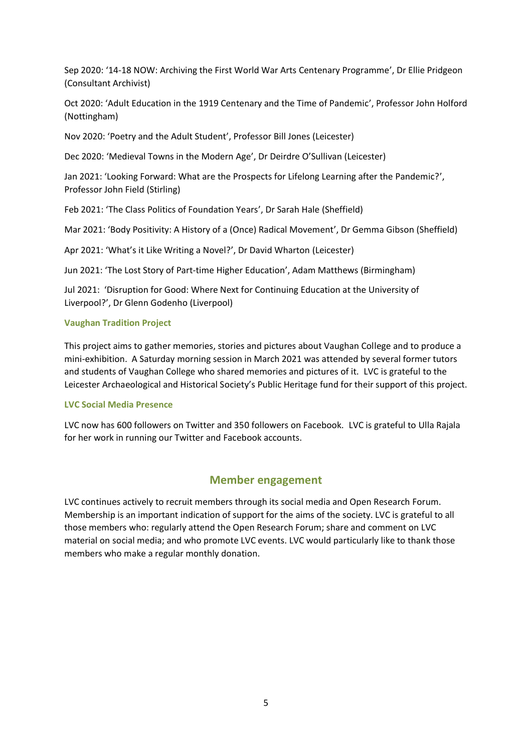Sep 2020: '14-18 NOW: Archiving the First World War Arts Centenary Programme', Dr Ellie Pridgeon (Consultant Archivist)

Oct 2020: 'Adult Education in the 1919 Centenary and the Time of Pandemic', Professor John Holford (Nottingham)

Nov 2020: 'Poetry and the Adult Student', Professor Bill Jones (Leicester)

Dec 2020: 'Medieval Towns in the Modern Age', Dr Deirdre O'Sullivan (Leicester)

Jan 2021: 'Looking Forward: What are the Prospects for Lifelong Learning after the Pandemic?', Professor John Field (Stirling)

Feb 2021: 'The Class Politics of Foundation Years', Dr Sarah Hale (Sheffield)

Mar 2021: 'Body Positivity: A History of a (Once) Radical Movement', Dr Gemma Gibson (Sheffield)

Apr 2021: 'What's it Like Writing a Novel?', Dr David Wharton (Leicester)

Jun 2021: 'The Lost Story of Part-time Higher Education', Adam Matthews (Birmingham)

Jul 2021: 'Disruption for Good: Where Next for Continuing Education at the University of Liverpool?', Dr Glenn Godenho (Liverpool)

### Vaughan Tradition Project

This project aims to gather memories, stories and pictures about Vaughan College and to produce a mini-exhibition. A Saturday morning session in March 2021 was attended by several former tutors and students of Vaughan College who shared memories and pictures of it. LVC is grateful to the Leicester Archaeological and Historical Society's Public Heritage fund for their support of this project.

### LVC Social Media Presence

LVC now has 600 followers on Twitter and 350 followers on Facebook. LVC is grateful to Ulla Rajala for her work in running our Twitter and Facebook accounts.

## Member engagement

LVC continues actively to recruit members through its social media and Open Research Forum. Membership is an important indication of support for the aims of the society. LVC is grateful to all those members who: regularly attend the Open Research Forum; share and comment on LVC material on social media; and who promote LVC events. LVC would particularly like to thank those members who make a regular monthly donation.